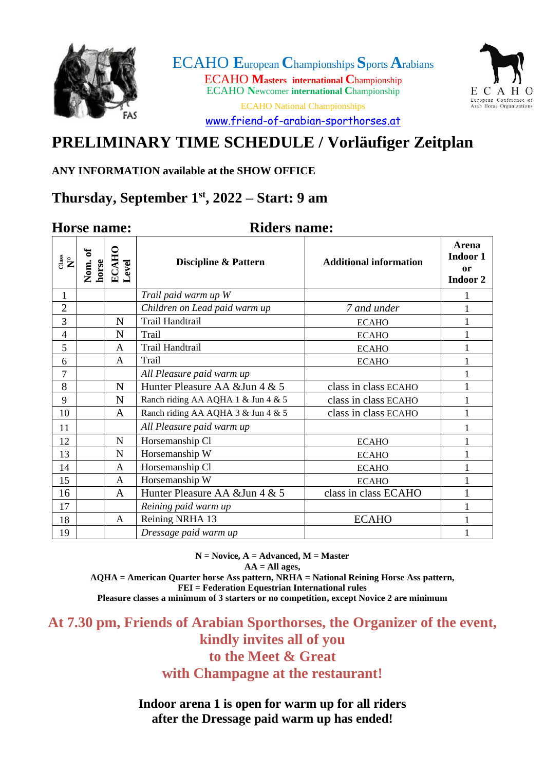ECAHO **E**uropean **C**hampionships **S**ports **A**rabians

ECAHO **Masters international Championship**

ECAHO **N**ewcomer **international Championship**

ECAHO National Championships

www.friend-of-arabian-sporthorses.at

# PRELIMINARY TIME SCHEDULE / Vorläufiger Zeitplan

**ANY INFORMATION available at the SHOW OFFICE**

## Thursday, September 1st, 2022 – Start: 9 am

## Horse name: Riders name:

| Class N° | Nom. of horse | ECAHO Level | Discipline & Pattern | Additional information | Arena Indoor 1 or Indoor 2 |
|---|---|---|---|---|---|
| 1 | | | *Trail paid warm up W* | | 1 |
| 2 | | | *Children on Lead paid warm up* | *7 and under* | 1 |
| 3 | | N | Trail Handtrail | ECAHO | 1 |
| 4 | | N | Trail | ECAHO | 1 |
| 5 | | A | Trail Handtrail | ECAHO | 1 |
| 6 | | A | Trail | ECAHO | 1 |
| 7 | | | *All Pleasure paid warm up* | | 1 |
| 8 | | N | Hunter Pleasure AA &Jun 4 & 5 | class in class ECAHO | 1 |
| 9 | | N | Ranch riding AA AQHA 1 & Jun 4 & 5 | class in class ECAHO | 1 |
| 10 | | A | Ranch riding AA AQHA 3 & Jun 4 & 5 | class in class ECAHO | 1 |
| 11 | | | *All Pleasure paid warm up* | | 1 |
| 12 | | N | Horsemanship Cl | ECAHO | 1 |
| 13 | | N | Horsemanship W | ECAHO | 1 |
| 14 | | A | Horsemanship Cl | ECAHO | 1 |
| 15 | | A | Horsemanship W | ECAHO | 1 |
| 16 | | A | Hunter Pleasure AA &Jun 4 & 5 | class in class ECAHO | 1 |
| 17 | | | *Reining paid warm up* | | 1 |
| 18 | | A | Reining NRHA 13 | ECAHO | 1 |
| 19 | | | *Dressage paid warm up* | | 1 |

**N = Novice, A = Advanced, M = Master**
**AA = All ages,**
**AQHA = American Quarter horse Ass pattern, NRHA = National Reining Horse Ass pattern,**
**FEI = Federation Equestrian International rules**
**Pleasure classes a minimum of 3 starters or no competition, except Novice 2 are minimum**

**At 7.30 pm, Friends of Arabian Sporthorses, the Organizer of the event, kindly invites all of you to the Meet & Great with Champagne at the restaurant!**

**Indoor arena 1 is open for warm up for all riders after the Dressage paid warm up has ended!**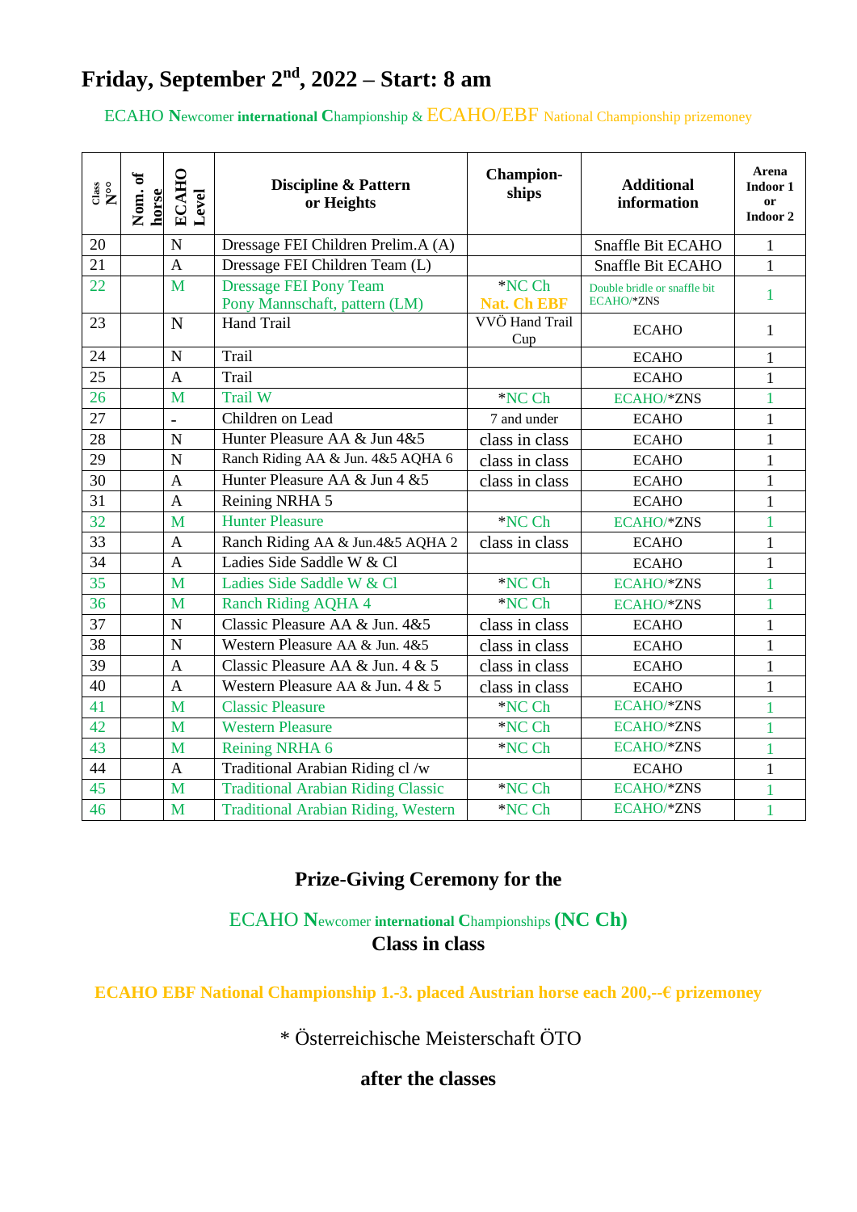# Friday, September 2nd, 2022 – Start: 8 am

ECAHO **N**ewcomer **international C**hampionship & ECAHO/EBF National Championship prizemoney

| Class N°° | Nom. of horse | ECAHO Level | Discipline & Pattern or Heights | Champion-ships | Additional information | Arena Indoor 1 or Indoor 2 |
|---|---|---|---|---|---|---|
| 20 | | N | Dressage FEI Children Prelim.A (A) | | Snaffle Bit ECAHO | 1 |
| 21 | | A | Dressage FEI Children Team (L) | | Snaffle Bit ECAHO | 1 |
| 22 | | M | Dressage FEI Pony Team Pony Mannschaft, pattern (LM) | *NC Ch **Nat. Ch EBF** | Double bridle or snaffle bit ECAHO/*ZNS | 1 |
| 23 | | N | Hand Trail | VVÖ Hand Trail Cup | ECAHO | 1 |
| 24 | | N | Trail | | ECAHO | 1 |
| 25 | | A | Trail | | ECAHO | 1 |
| 26 | | M | Trail W | *NC Ch | ECAHO/*ZNS | 1 |
| 27 | | - | Children on Lead | 7 and under | ECAHO | 1 |
| 28 | | N | Hunter Pleasure AA & Jun 4&5 | class in class | ECAHO | 1 |
| 29 | | N | Ranch Riding AA & Jun. 4&5 AQHA 6 | class in class | ECAHO | 1 |
| 30 | | A | Hunter Pleasure AA & Jun 4 &5 | class in class | ECAHO | 1 |
| 31 | | A | Reining NRHA 5 | | ECAHO | 1 |
| 32 | | M | Hunter Pleasure | *NC Ch | ECAHO/*ZNS | 1 |
| 33 | | A | Ranch Riding AA & Jun.4&5 AQHA 2 | class in class | ECAHO | 1 |
| 34 | | A | Ladies Side Saddle W & Cl | | ECAHO | 1 |
| 35 | | M | Ladies Side Saddle W & Cl | *NC Ch | ECAHO/*ZNS | 1 |
| 36 | | M | Ranch Riding AQHA 4 | *NC Ch | ECAHO/*ZNS | 1 |
| 37 | | N | Classic Pleasure AA & Jun. 4&5 | class in class | ECAHO | 1 |
| 38 | | N | Western Pleasure AA & Jun. 4&5 | class in class | ECAHO | 1 |
| 39 | | A | Classic Pleasure AA & Jun. 4 & 5 | class in class | ECAHO | 1 |
| 40 | | A | Western Pleasure AA & Jun. 4 & 5 | class in class | ECAHO | 1 |
| 41 | | M | Classic Pleasure | *NC Ch | ECAHO/*ZNS | 1 |
| 42 | | M | Western Pleasure | *NC Ch | ECAHO/*ZNS | 1 |
| 43 | | M | Reining NRHA 6 | *NC Ch | ECAHO/*ZNS | 1 |
| 44 | | A | Traditional Arabian Riding cl /w | | ECAHO | 1 |
| 45 | | M | Traditional Arabian Riding Classic | *NC Ch | ECAHO/*ZNS | 1 |
| 46 | | M | Traditional Arabian Riding, Western | *NC Ch | ECAHO/*ZNS | 1 |

**Prize-Giving Ceremony for the**

ECAHO **N**ewcomer **international C**hampionships **(NC Ch)**
**Class in class**

**ECAHO EBF National Championship 1.-3. placed Austrian horse each 200,--€ prizemoney**

\* Österreichische Meisterschaft ÖTO

**after the classes**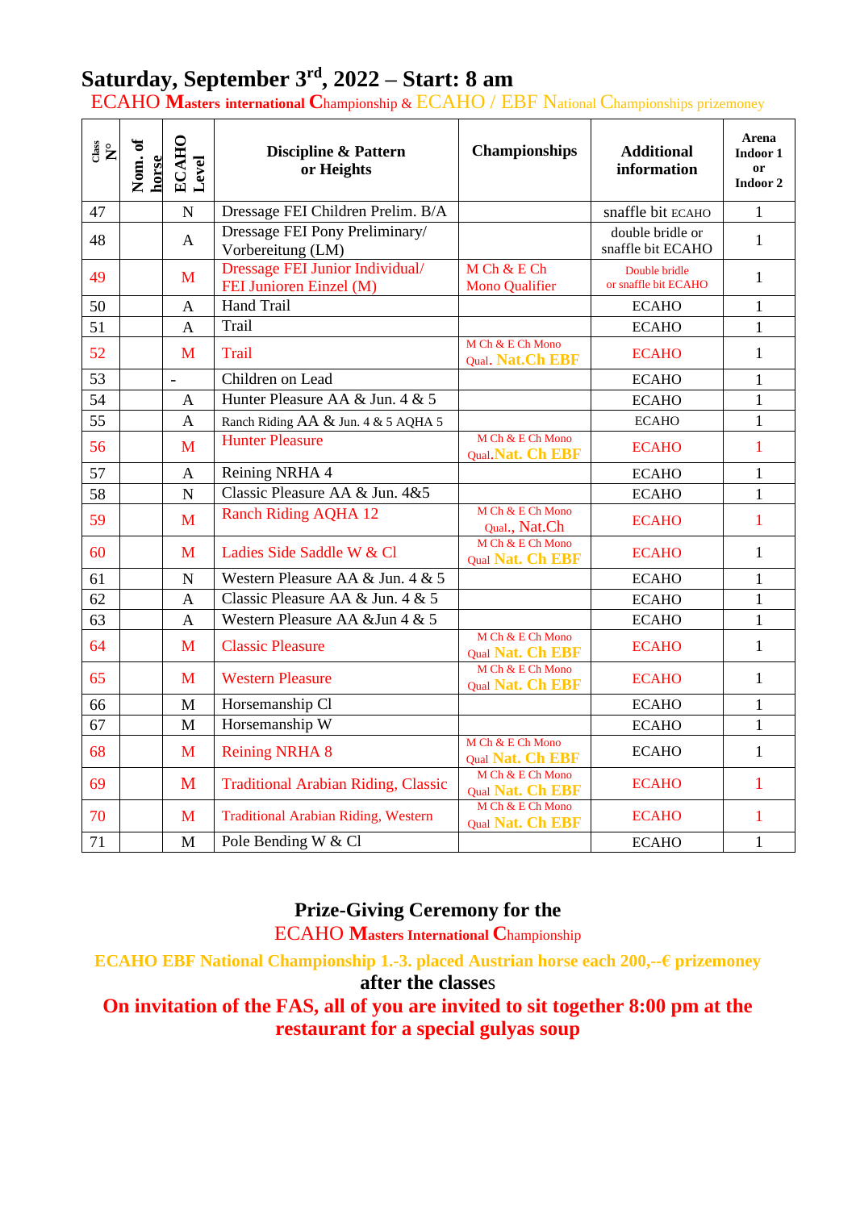# Saturday, September 3rd, 2022 – Start: 8 am

ECAHO **M**asters international **C**hampionship & ECAHO / EBF National Championships prizemoney

| Class Nº | Nom. of horse | ECAHO Level | Discipline & Pattern or Heights | Championships | Additional information | Arena Indoor 1 or Indoor 2 |
|---|---|---|---|---|---|---|
| 47 | | N | Dressage FEI Children Prelim. B/A | | snaffle bit ECAHO | 1 |
| 48 | | A | Dressage FEI Pony Preliminary/ Vorbereitung (LM) | | double bridle or snaffle bit ECAHO | 1 |
| 49 | | M | Dressage FEI Junior Individual/ FEI Junioren Einzel (M) | M Ch & E Ch Mono Qualifier | Double bridle or snaffle bit ECAHO | 1 |
| 50 | | A | Hand Trail | | ECAHO | 1 |
| 51 | | A | Trail | | ECAHO | 1 |
| 52 | | M | Trail | M Ch & E Ch Mono Qual. Nat.Ch EBF | ECAHO | 1 |
| 53 | | - | Children on Lead | | ECAHO | 1 |
| 54 | | A | Hunter Pleasure AA & Jun. 4 & 5 | | ECAHO | 1 |
| 55 | | A | Ranch Riding AA & Jun. 4 & 5 AQHA 5 | | ECAHO | 1 |
| 56 | | M | Hunter Pleasure | M Ch & E Ch Mono Qual. Nat. Ch EBF | ECAHO | 1 |
| 57 | | A | Reining NRHA 4 | | ECAHO | 1 |
| 58 | | N | Classic Pleasure AA & Jun. 4&5 | | ECAHO | 1 |
| 59 | | M | Ranch Riding AQHA 12 | M Ch & E Ch Mono Qual., Nat.Ch | ECAHO | 1 |
| 60 | | M | Ladies Side Saddle W & Cl | M Ch & E Ch Mono Qual Nat. Ch EBF | ECAHO | 1 |
| 61 | | N | Western Pleasure AA & Jun. 4 & 5 | | ECAHO | 1 |
| 62 | | A | Classic Pleasure AA & Jun. 4 & 5 | | ECAHO | 1 |
| 63 | | A | Western Pleasure AA &Jun 4 & 5 | | ECAHO | 1 |
| 64 | | M | Classic Pleasure | M Ch & E Ch Mono Qual Nat. Ch EBF | ECAHO | 1 |
| 65 | | M | Western Pleasure | M Ch & E Ch Mono Qual Nat. Ch EBF | ECAHO | 1 |
| 66 | | M | Horsemanship Cl | | ECAHO | 1 |
| 67 | | M | Horsemanship W | | ECAHO | 1 |
| 68 | | M | Reining NRHA 8 | M Ch & E Ch Mono Qual Nat. Ch EBF | ECAHO | 1 |
| 69 | | M | Traditional Arabian Riding, Classic | M Ch & E Ch Mono Qual Nat. Ch EBF | ECAHO | 1 |
| 70 | | M | Traditional Arabian Riding, Western | M Ch & E Ch Mono Qual Nat. Ch EBF | ECAHO | 1 |
| 71 | | M | Pole Bending W & Cl | | ECAHO | 1 |

**Prize-Giving Ceremony for the**

ECAHO **M**asters International **C**hampionship

**ECAHO EBF National Championship 1.-3. placed Austrian horse each 200,--€ prizemoney**

**after the classes**

**On invitation of the FAS, all of you are invited to sit together 8:00 pm at the restaurant for a special gulyas soup**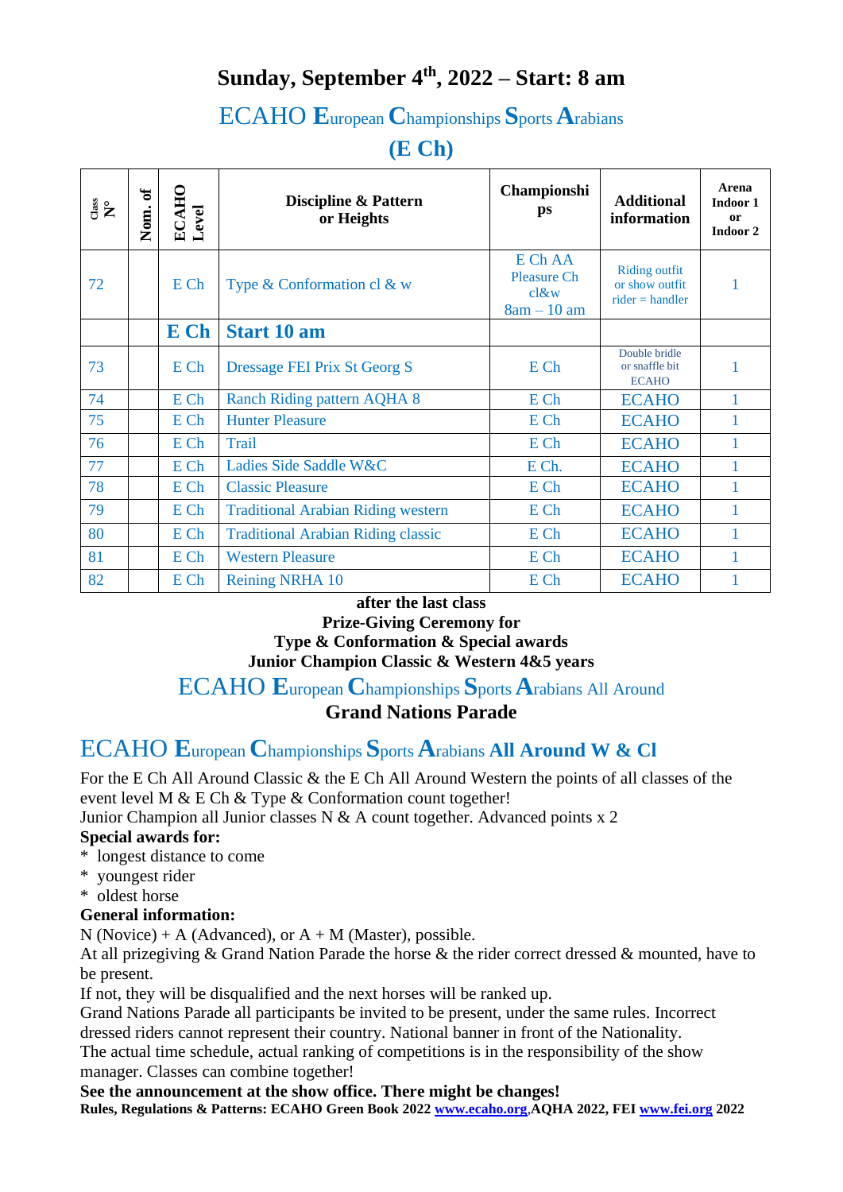# Sunday, September 4th, 2022 – Start: 8 am

## ECAHO European Championships Sports Arabians

## (E Ch)

| Class N° | Nom. of | ECAHO Level | Discipline & Pattern or Heights | Championships | Additional information | Arena Indoor 1 or Indoor 2 |
|---|---|---|---|---|---|---|
| 72 | | E Ch | Type & Conformation cl & w | E Ch AA Pleasure Ch cl&w 8am – 10 am | Riding outfit or show outfit rider = handler | 1 |
| | | **E Ch** | **Start 10 am** | | | |
| 73 | | E Ch | Dressage FEI Prix St Georg S | E Ch | Double bridle or snaffle bit ECAHO | 1 |
| 74 | | E Ch | Ranch Riding pattern AQHA 8 | E Ch | ECAHO | 1 |
| 75 | | E Ch | Hunter Pleasure | E Ch | ECAHO | 1 |
| 76 | | E Ch | Trail | E Ch | ECAHO | 1 |
| 77 | | E Ch | Ladies Side Saddle W&C | E Ch. | ECAHO | 1 |
| 78 | | E Ch | Classic Pleasure | E Ch | ECAHO | 1 |
| 79 | | E Ch | Traditional Arabian Riding western | E Ch | ECAHO | 1 |
| 80 | | E Ch | Traditional Arabian Riding classic | E Ch | ECAHO | 1 |
| 81 | | E Ch | Western Pleasure | E Ch | ECAHO | 1 |
| 82 | | E Ch | Reining NRHA 10 | E Ch | ECAHO | 1 |

**after the last class**
**Prize-Giving Ceremony for**
**Type & Conformation & Special awards**
**Junior Champion Classic & Western 4&5 years**
ECAHO European Championships Sports Arabians All Around
**Grand Nations Parade**

## ECAHO European Championships Sports Arabians All Around W & Cl

For the E Ch All Around Classic & the E Ch All Around Western the points of all classes of the event level M & E Ch & Type & Conformation count together!
Junior Champion all Junior classes N & A count together. Advanced points x 2

**Special awards for:**

* longest distance to come
* youngest rider
* oldest horse

**General information:**

N (Novice) + A (Advanced), or A + M (Master), possible.
At all prizegiving & Grand Nation Parade the horse & the rider correct dressed & mounted, have to be present.
If not, they will be disqualified and the next horses will be ranked up.
Grand Nations Parade all participants be invited to be present, under the same rules. Incorrect dressed riders cannot represent their country. National banner in front of the Nationality.
The actual time schedule, actual ranking of competitions is in the responsibility of the show manager. Classes can combine together!

**See the announcement at the show office. There might be changes!**

**Rules, Regulations & Patterns: ECAHO Green Book 2022 www.ecaho.org,AQHA 2022, FEI www.fei.org 2022**